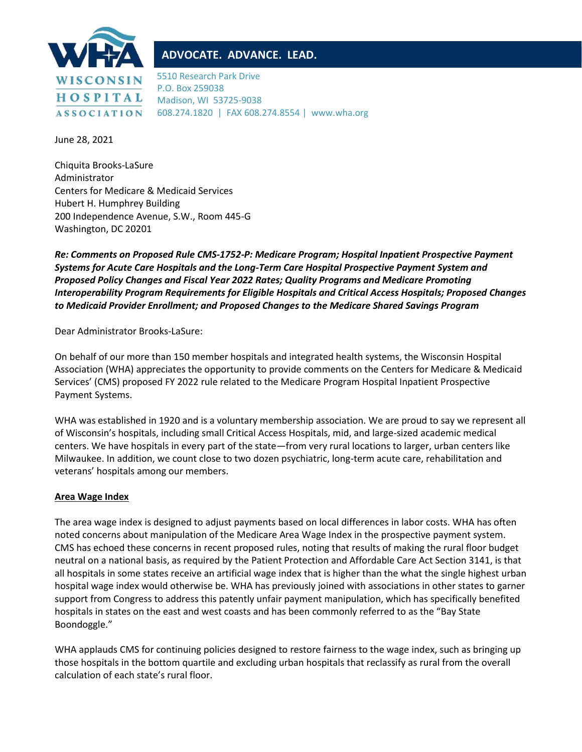**WISCONSIN HOSPITAL ASSOCIATION**

**ADVOCATE. ADVANCE. LEAD.**

5510 Research Park Drive
P.O. Box 259038
Madison, WI 53725-9038
608.274.1820 | FAX 608.274.8554 | www.wha.org

June 28, 2021

Chiquita Brooks-LaSure
Administrator
Centers for Medicare & Medicaid Services
Hubert H. Humphrey Building
200 Independence Avenue, S.W., Room 445-G
Washington, DC 20201

***Re: Comments on Proposed Rule CMS-1752-P: Medicare Program; Hospital Inpatient Prospective Payment Systems for Acute Care Hospitals and the Long-Term Care Hospital Prospective Payment System and Proposed Policy Changes and Fiscal Year 2022 Rates; Quality Programs and Medicare Promoting Interoperability Program Requirements for Eligible Hospitals and Critical Access Hospitals; Proposed Changes to Medicaid Provider Enrollment; and Proposed Changes to the Medicare Shared Savings Program***

Dear Administrator Brooks-LaSure:

On behalf of our more than 150 member hospitals and integrated health systems, the Wisconsin Hospital Association (WHA) appreciates the opportunity to provide comments on the Centers for Medicare & Medicaid Services' (CMS) proposed FY 2022 rule related to the Medicare Program Hospital Inpatient Prospective Payment Systems.

WHA was established in 1920 and is a voluntary membership association. We are proud to say we represent all of Wisconsin's hospitals, including small Critical Access Hospitals, mid, and large-sized academic medical centers. We have hospitals in every part of the state—from very rural locations to larger, urban centers like Milwaukee. In addition, we count close to two dozen psychiatric, long-term acute care, rehabilitation and veterans' hospitals among our members.

**Area Wage Index**

The area wage index is designed to adjust payments based on local differences in labor costs. WHA has often noted concerns about manipulation of the Medicare Area Wage Index in the prospective payment system. CMS has echoed these concerns in recent proposed rules, noting that results of making the rural floor budget neutral on a national basis, as required by the Patient Protection and Affordable Care Act Section 3141, is that all hospitals in some states receive an artificial wage index that is higher than the what the single highest urban hospital wage index would otherwise be. WHA has previously joined with associations in other states to garner support from Congress to address this patently unfair payment manipulation, which has specifically benefited hospitals in states on the east and west coasts and has been commonly referred to as the "Bay State Boondoggle."

WHA applauds CMS for continuing policies designed to restore fairness to the wage index, such as bringing up those hospitals in the bottom quartile and excluding urban hospitals that reclassify as rural from the overall calculation of each state's rural floor.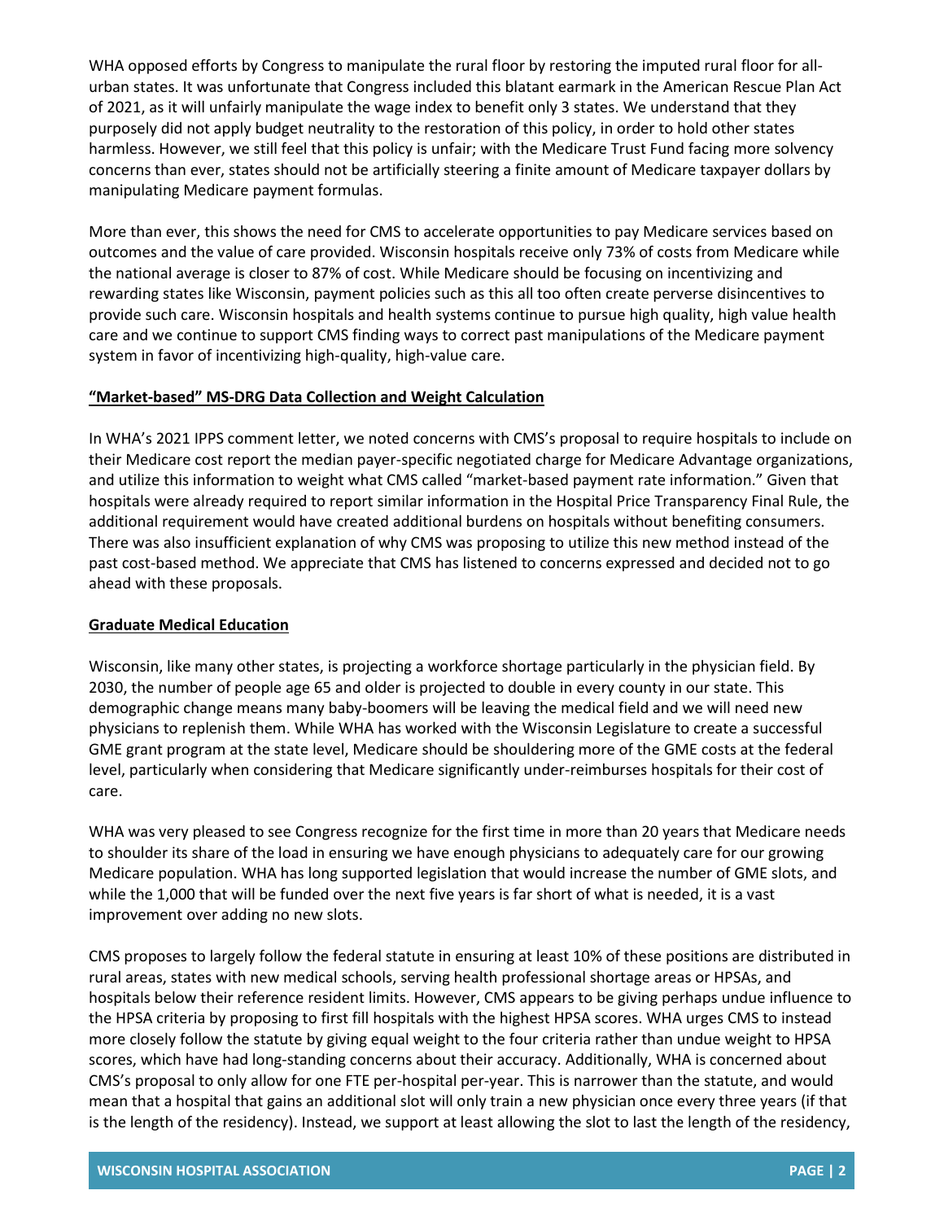WHA opposed efforts by Congress to manipulate the rural floor by restoring the imputed rural floor for all-urban states. It was unfortunate that Congress included this blatant earmark in the American Rescue Plan Act of 2021, as it will unfairly manipulate the wage index to benefit only 3 states. We understand that they purposely did not apply budget neutrality to the restoration of this policy, in order to hold other states harmless. However, we still feel that this policy is unfair; with the Medicare Trust Fund facing more solvency concerns than ever, states should not be artificially steering a finite amount of Medicare taxpayer dollars by manipulating Medicare payment formulas.

More than ever, this shows the need for CMS to accelerate opportunities to pay Medicare services based on outcomes and the value of care provided. Wisconsin hospitals receive only 73% of costs from Medicare while the national average is closer to 87% of cost. While Medicare should be focusing on incentivizing and rewarding states like Wisconsin, payment policies such as this all too often create perverse disincentives to provide such care. Wisconsin hospitals and health systems continue to pursue high quality, high value health care and we continue to support CMS finding ways to correct past manipulations of the Medicare payment system in favor of incentivizing high-quality, high-value care.

**"Market-based" MS-DRG Data Collection and Weight Calculation**

In WHA's 2021 IPPS comment letter, we noted concerns with CMS's proposal to require hospitals to include on their Medicare cost report the median payer-specific negotiated charge for Medicare Advantage organizations, and utilize this information to weight what CMS called "market-based payment rate information." Given that hospitals were already required to report similar information in the Hospital Price Transparency Final Rule, the additional requirement would have created additional burdens on hospitals without benefiting consumers. There was also insufficient explanation of why CMS was proposing to utilize this new method instead of the past cost-based method. We appreciate that CMS has listened to concerns expressed and decided not to go ahead with these proposals.

**Graduate Medical Education**

Wisconsin, like many other states, is projecting a workforce shortage particularly in the physician field. By 2030, the number of people age 65 and older is projected to double in every county in our state. This demographic change means many baby-boomers will be leaving the medical field and we will need new physicians to replenish them. While WHA has worked with the Wisconsin Legislature to create a successful GME grant program at the state level, Medicare should be shouldering more of the GME costs at the federal level, particularly when considering that Medicare significantly under-reimburses hospitals for their cost of care.

WHA was very pleased to see Congress recognize for the first time in more than 20 years that Medicare needs to shoulder its share of the load in ensuring we have enough physicians to adequately care for our growing Medicare population. WHA has long supported legislation that would increase the number of GME slots, and while the 1,000 that will be funded over the next five years is far short of what is needed, it is a vast improvement over adding no new slots.

CMS proposes to largely follow the federal statute in ensuring at least 10% of these positions are distributed in rural areas, states with new medical schools, serving health professional shortage areas or HPSAs, and hospitals below their reference resident limits. However, CMS appears to be giving perhaps undue influence to the HPSA criteria by proposing to first fill hospitals with the highest HPSA scores. WHA urges CMS to instead more closely follow the statute by giving equal weight to the four criteria rather than undue weight to HPSA scores, which have had long-standing concerns about their accuracy. Additionally, WHA is concerned about CMS's proposal to only allow for one FTE per-hospital per-year. This is narrower than the statute, and would mean that a hospital that gains an additional slot will only train a new physician once every three years (if that is the length of the residency). Instead, we support at least allowing the slot to last the length of the residency,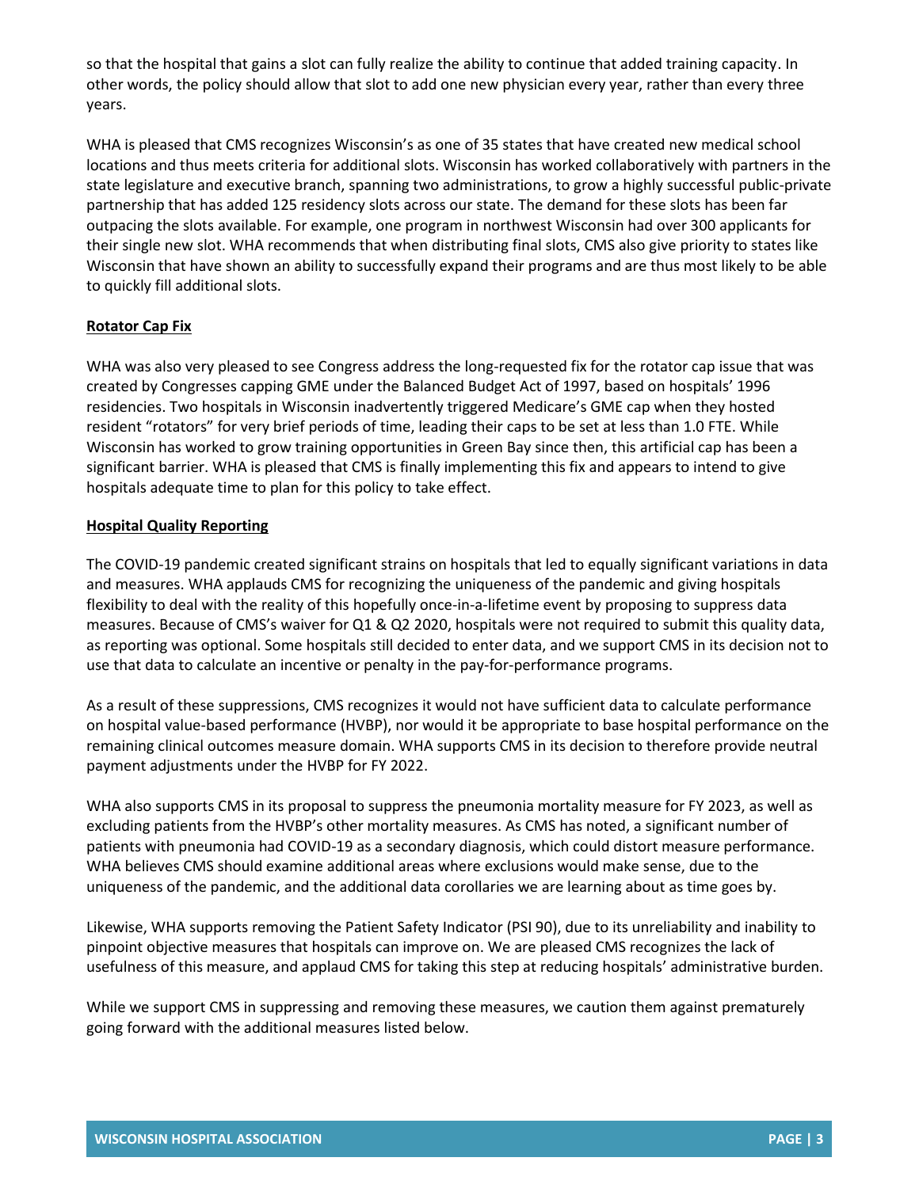so that the hospital that gains a slot can fully realize the ability to continue that added training capacity. In other words, the policy should allow that slot to add one new physician every year, rather than every three years.

WHA is pleased that CMS recognizes Wisconsin's as one of 35 states that have created new medical school locations and thus meets criteria for additional slots. Wisconsin has worked collaboratively with partners in the state legislature and executive branch, spanning two administrations, to grow a highly successful public-private partnership that has added 125 residency slots across our state. The demand for these slots has been far outpacing the slots available. For example, one program in northwest Wisconsin had over 300 applicants for their single new slot. WHA recommends that when distributing final slots, CMS also give priority to states like Wisconsin that have shown an ability to successfully expand their programs and are thus most likely to be able to quickly fill additional slots.

**Rotator Cap Fix**

WHA was also very pleased to see Congress address the long-requested fix for the rotator cap issue that was created by Congresses capping GME under the Balanced Budget Act of 1997, based on hospitals' 1996 residencies. Two hospitals in Wisconsin inadvertently triggered Medicare's GME cap when they hosted resident "rotators" for very brief periods of time, leading their caps to be set at less than 1.0 FTE. While Wisconsin has worked to grow training opportunities in Green Bay since then, this artificial cap has been a significant barrier. WHA is pleased that CMS is finally implementing this fix and appears to intend to give hospitals adequate time to plan for this policy to take effect.

**Hospital Quality Reporting**

The COVID-19 pandemic created significant strains on hospitals that led to equally significant variations in data and measures. WHA applauds CMS for recognizing the uniqueness of the pandemic and giving hospitals flexibility to deal with the reality of this hopefully once-in-a-lifetime event by proposing to suppress data measures. Because of CMS's waiver for Q1 & Q2 2020, hospitals were not required to submit this quality data, as reporting was optional. Some hospitals still decided to enter data, and we support CMS in its decision not to use that data to calculate an incentive or penalty in the pay-for-performance programs.

As a result of these suppressions, CMS recognizes it would not have sufficient data to calculate performance on hospital value-based performance (HVBP), nor would it be appropriate to base hospital performance on the remaining clinical outcomes measure domain. WHA supports CMS in its decision to therefore provide neutral payment adjustments under the HVBP for FY 2022.

WHA also supports CMS in its proposal to suppress the pneumonia mortality measure for FY 2023, as well as excluding patients from the HVBP's other mortality measures. As CMS has noted, a significant number of patients with pneumonia had COVID-19 as a secondary diagnosis, which could distort measure performance. WHA believes CMS should examine additional areas where exclusions would make sense, due to the uniqueness of the pandemic, and the additional data corollaries we are learning about as time goes by.

Likewise, WHA supports removing the Patient Safety Indicator (PSI 90), due to its unreliability and inability to pinpoint objective measures that hospitals can improve on. We are pleased CMS recognizes the lack of usefulness of this measure, and applaud CMS for taking this step at reducing hospitals' administrative burden.

While we support CMS in suppressing and removing these measures, we caution them against prematurely going forward with the additional measures listed below.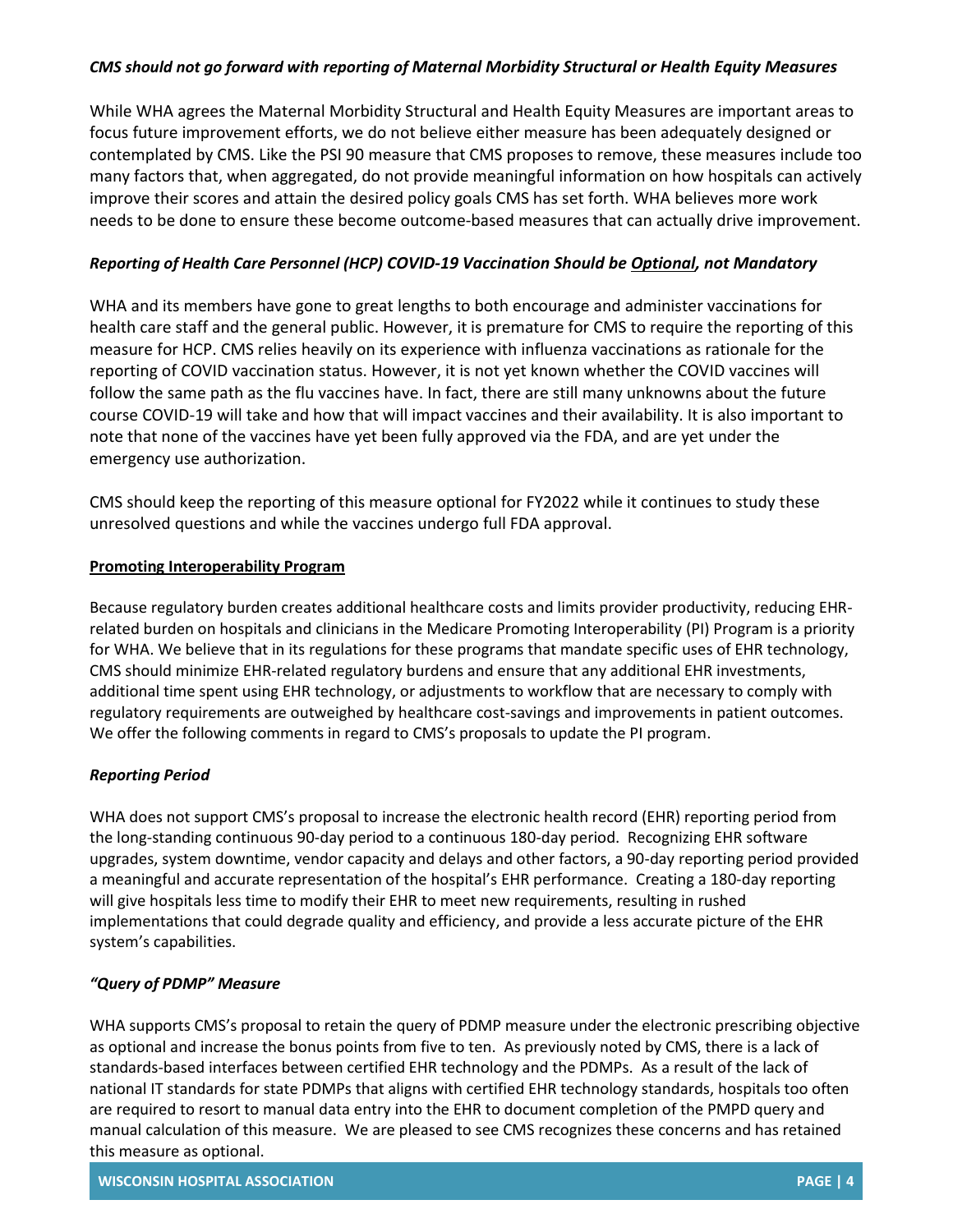*CMS should not go forward with reporting of Maternal Morbidity Structural or Health Equity Measures*

While WHA agrees the Maternal Morbidity Structural and Health Equity Measures are important areas to focus future improvement efforts, we do not believe either measure has been adequately designed or contemplated by CMS. Like the PSI 90 measure that CMS proposes to remove, these measures include too many factors that, when aggregated, do not provide meaningful information on how hospitals can actively improve their scores and attain the desired policy goals CMS has set forth. WHA believes more work needs to be done to ensure these become outcome-based measures that can actually drive improvement.

*Reporting of Health Care Personnel (HCP) COVID-19 Vaccination Should be Optional, not Mandatory*

WHA and its members have gone to great lengths to both encourage and administer vaccinations for health care staff and the general public. However, it is premature for CMS to require the reporting of this measure for HCP. CMS relies heavily on its experience with influenza vaccinations as rationale for the reporting of COVID vaccination status. However, it is not yet known whether the COVID vaccines will follow the same path as the flu vaccines have. In fact, there are still many unknowns about the future course COVID-19 will take and how that will impact vaccines and their availability. It is also important to note that none of the vaccines have yet been fully approved via the FDA, and are yet under the emergency use authorization.

CMS should keep the reporting of this measure optional for FY2022 while it continues to study these unresolved questions and while the vaccines undergo full FDA approval.

**Promoting Interoperability Program**

Because regulatory burden creates additional healthcare costs and limits provider productivity, reducing EHR-related burden on hospitals and clinicians in the Medicare Promoting Interoperability (PI) Program is a priority for WHA. We believe that in its regulations for these programs that mandate specific uses of EHR technology, CMS should minimize EHR-related regulatory burdens and ensure that any additional EHR investments, additional time spent using EHR technology, or adjustments to workflow that are necessary to comply with regulatory requirements are outweighed by healthcare cost-savings and improvements in patient outcomes. We offer the following comments in regard to CMS's proposals to update the PI program.

*Reporting Period*

WHA does not support CMS's proposal to increase the electronic health record (EHR) reporting period from the long-standing continuous 90-day period to a continuous 180-day period. Recognizing EHR software upgrades, system downtime, vendor capacity and delays and other factors, a 90-day reporting period provided a meaningful and accurate representation of the hospital's EHR performance. Creating a 180-day reporting will give hospitals less time to modify their EHR to meet new requirements, resulting in rushed implementations that could degrade quality and efficiency, and provide a less accurate picture of the EHR system's capabilities.

*"Query of PDMP" Measure*

WHA supports CMS's proposal to retain the query of PDMP measure under the electronic prescribing objective as optional and increase the bonus points from five to ten. As previously noted by CMS, there is a lack of standards-based interfaces between certified EHR technology and the PDMPs. As a result of the lack of national IT standards for state PDMPs that aligns with certified EHR technology standards, hospitals too often are required to resort to manual data entry into the EHR to document completion of the PMPD query and manual calculation of this measure. We are pleased to see CMS recognizes these concerns and has retained this measure as optional.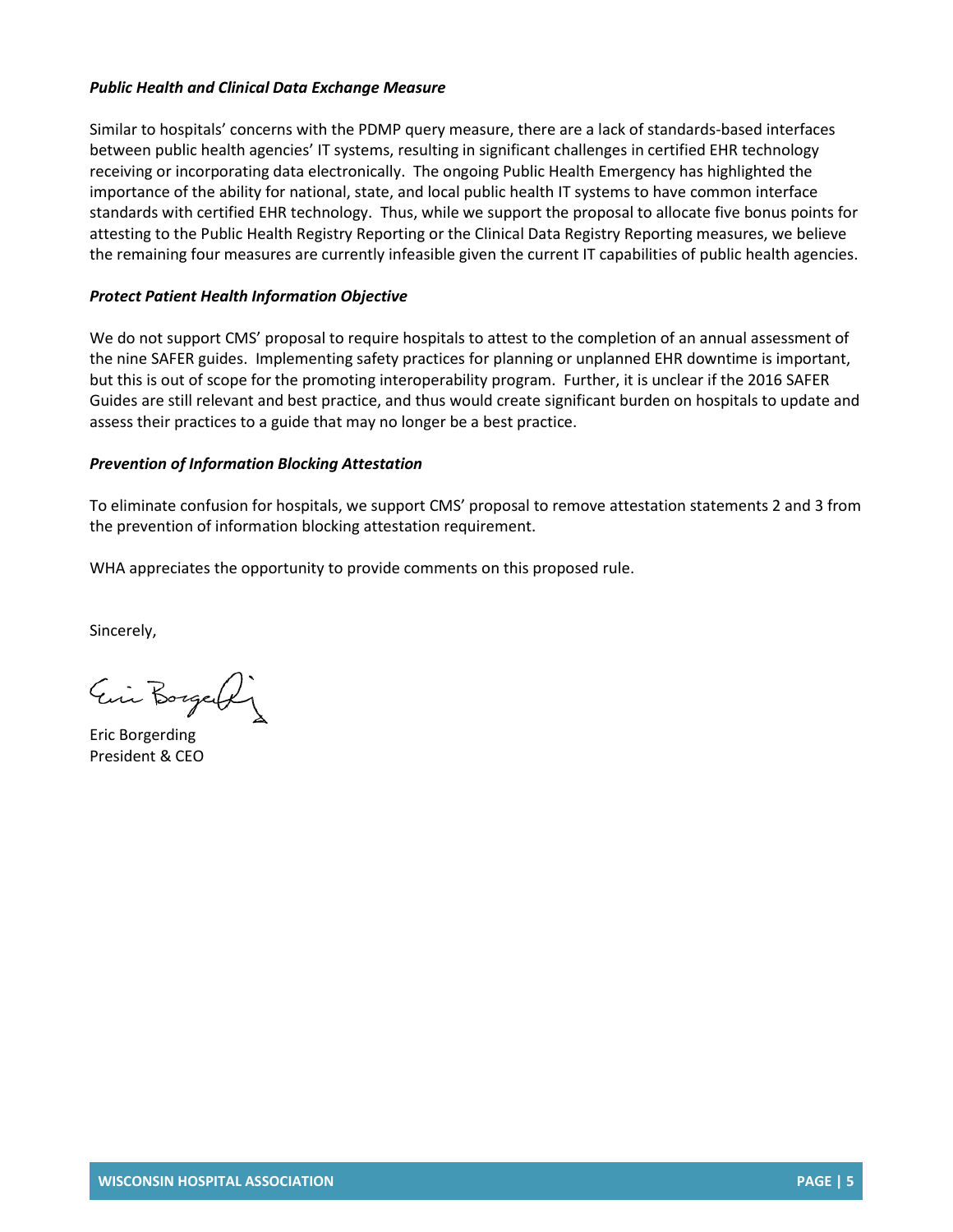***Public Health and Clinical Data Exchange Measure***

Similar to hospitals' concerns with the PDMP query measure, there are a lack of standards-based interfaces between public health agencies' IT systems, resulting in significant challenges in certified EHR technology receiving or incorporating data electronically. The ongoing Public Health Emergency has highlighted the importance of the ability for national, state, and local public health IT systems to have common interface standards with certified EHR technology. Thus, while we support the proposal to allocate five bonus points for attesting to the Public Health Registry Reporting or the Clinical Data Registry Reporting measures, we believe the remaining four measures are currently infeasible given the current IT capabilities of public health agencies.

***Protect Patient Health Information Objective***

We do not support CMS' proposal to require hospitals to attest to the completion of an annual assessment of the nine SAFER guides. Implementing safety practices for planning or unplanned EHR downtime is important, but this is out of scope for the promoting interoperability program. Further, it is unclear if the 2016 SAFER Guides are still relevant and best practice, and thus would create significant burden on hospitals to update and assess their practices to a guide that may no longer be a best practice.

***Prevention of Information Blocking Attestation***

To eliminate confusion for hospitals, we support CMS' proposal to remove attestation statements 2 and 3 from the prevention of information blocking attestation requirement.

WHA appreciates the opportunity to provide comments on this proposed rule.

Sincerely,

Eric Borgerding
President & CEO